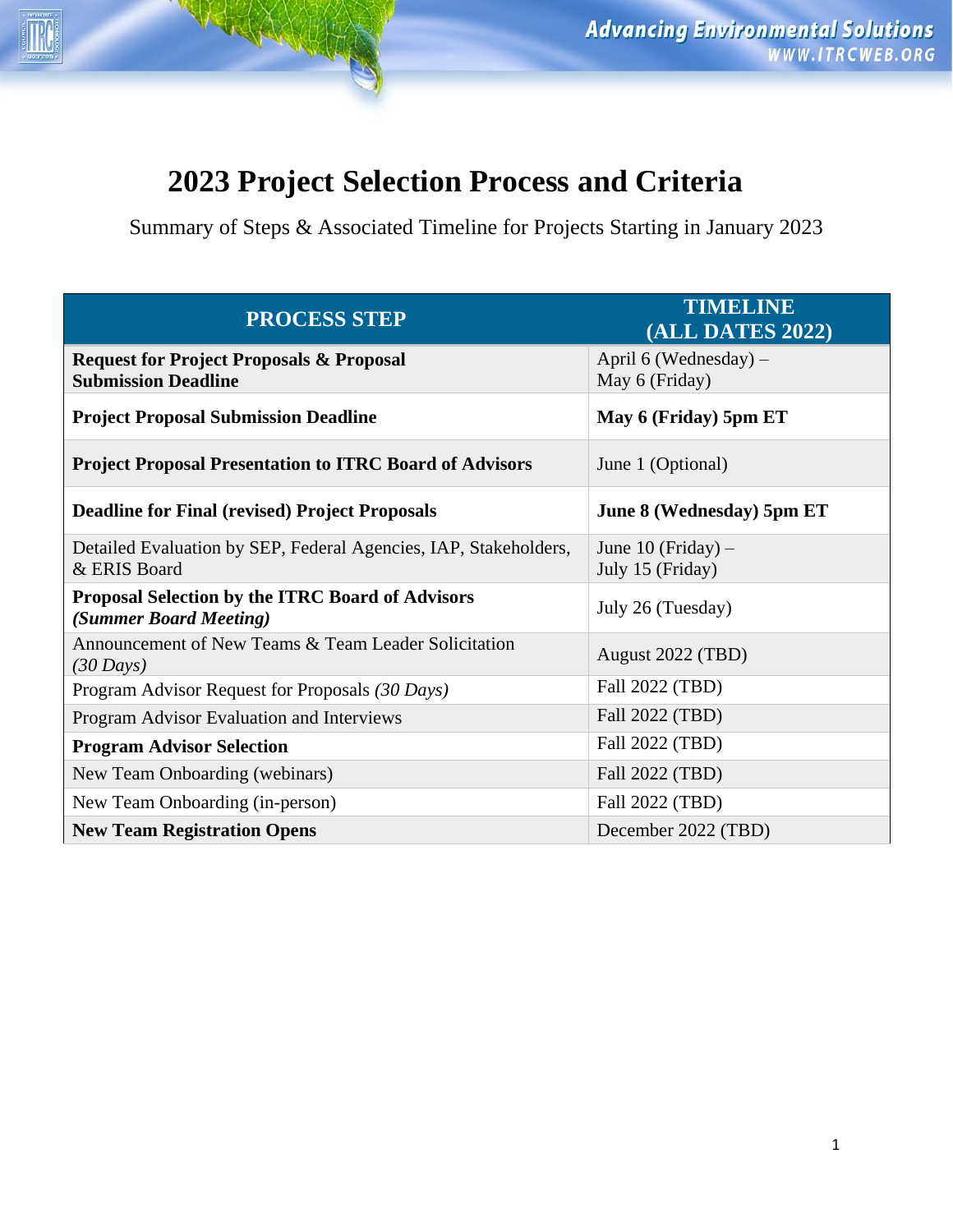# 2023 Project Selection Process and Criteria

Summary of Steps & Associated Timeline for Projects Starting in January 2023

| PROCESS STEP | TIMELINE (ALL DATES 2022) |
|---|---|
| **Request for Project Proposals & Proposal Submission Deadline** | April 6 (Wednesday) – May 6 (Friday) |
| **Project Proposal Submission Deadline** | **May 6 (Friday) 5pm ET** |
| **Project Proposal Presentation to ITRC Board of Advisors** | June 1 (Optional) |
| **Deadline for Final (revised) Project Proposals** | **June 8 (Wednesday) 5pm ET** |
| Detailed Evaluation by SEP, Federal Agencies, IAP, Stakeholders, & ERIS Board | June 10 (Friday) – July 15 (Friday) |
| **Proposal Selection by the ITRC Board of Advisors *(Summer Board Meeting)*** | July 26 (Tuesday) |
| Announcement of New Teams & Team Leader Solicitation *(30 Days)* | August 2022 (TBD) |
| Program Advisor Request for Proposals *(30 Days)* | Fall 2022 (TBD) |
| Program Advisor Evaluation and Interviews | Fall 2022 (TBD) |
| **Program Advisor Selection** | Fall 2022 (TBD) |
| New Team Onboarding (webinars) | Fall 2022 (TBD) |
| New Team Onboarding (in-person) | Fall 2022 (TBD) |
| **New Team Registration Opens** | December 2022 (TBD) |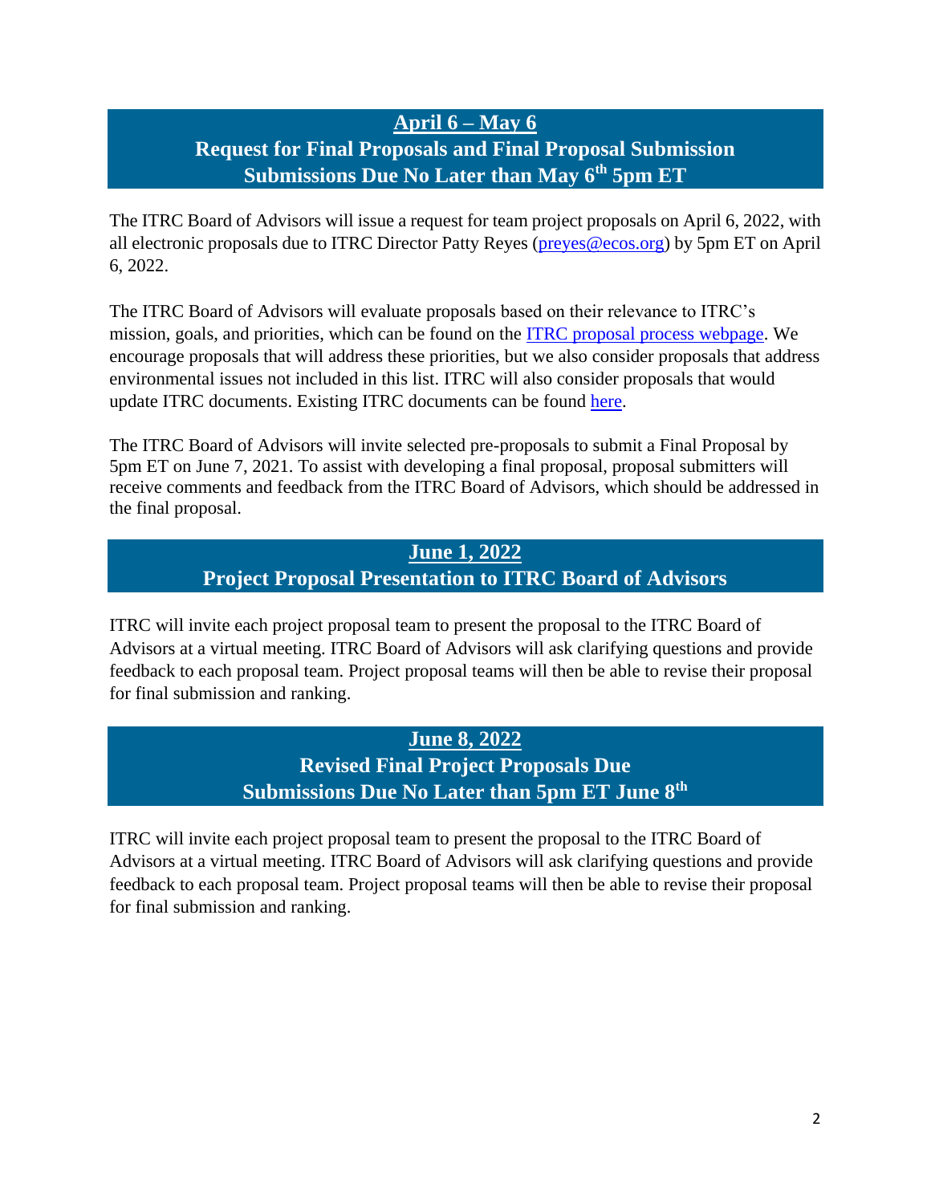## **April 6 – May 6**

## **Request for Final Proposals and Final Proposal Submission**

## **Submissions Due No Later than May 6th 5pm ET**

The ITRC Board of Advisors will issue a request for team project proposals on April 6, 2022, with all electronic proposals due to ITRC Director Patty Reyes ([preyes@ecos.org](mailto:preyes@ecos.org)) by 5pm ET on April 6, 2022.

The ITRC Board of Advisors will evaluate proposals based on their relevance to ITRC's mission, goals, and priorities, which can be found on the [ITRC proposal process webpage](). We encourage proposals that will address these priorities, but we also consider proposals that address environmental issues not included in this list. ITRC will also consider proposals that would update ITRC documents. Existing ITRC documents can be found [here]().

The ITRC Board of Advisors will invite selected pre-proposals to submit a Final Proposal by 5pm ET on June 7, 2021. To assist with developing a final proposal, proposal submitters will receive comments and feedback from the ITRC Board of Advisors, which should be addressed in the final proposal.

## **June 1, 2022**

## **Project Proposal Presentation to ITRC Board of Advisors**

ITRC will invite each project proposal team to present the proposal to the ITRC Board of Advisors at a virtual meeting. ITRC Board of Advisors will ask clarifying questions and provide feedback to each proposal team. Project proposal teams will then be able to revise their proposal for final submission and ranking.

## **June 8, 2022**

## **Revised Final Project Proposals Due**

## **Submissions Due No Later than 5pm ET June 8th**

ITRC will invite each project proposal team to present the proposal to the ITRC Board of Advisors at a virtual meeting. ITRC Board of Advisors will ask clarifying questions and provide feedback to each proposal team. Project proposal teams will then be able to revise their proposal for final submission and ranking.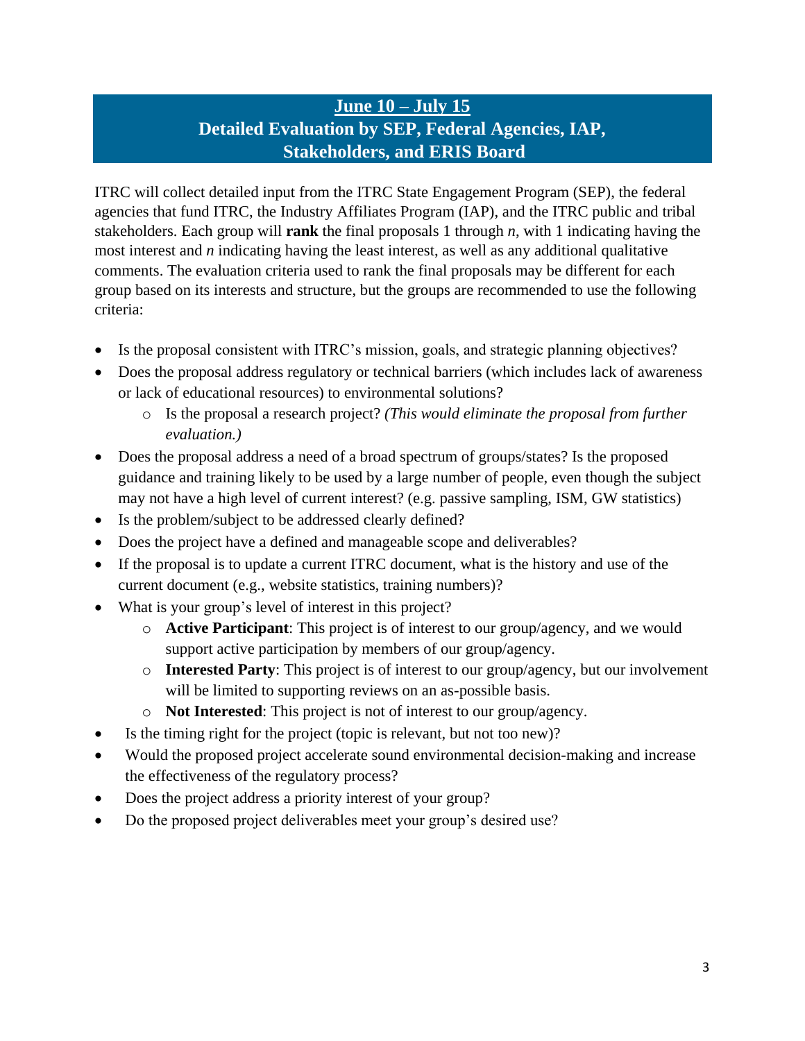## June 10 – July 15
## Detailed Evaluation by SEP, Federal Agencies, IAP, Stakeholders, and ERIS Board

ITRC will collect detailed input from the ITRC State Engagement Program (SEP), the federal agencies that fund ITRC, the Industry Affiliates Program (IAP), and the ITRC public and tribal stakeholders. Each group will **rank** the final proposals 1 through *n*, with 1 indicating having the most interest and *n* indicating having the least interest, as well as any additional qualitative comments. The evaluation criteria used to rank the final proposals may be different for each group based on its interests and structure, but the groups are recommended to use the following criteria:

- Is the proposal consistent with ITRC's mission, goals, and strategic planning objectives?
- Does the proposal address regulatory or technical barriers (which includes lack of awareness or lack of educational resources) to environmental solutions?
  - Is the proposal a research project? *(This would eliminate the proposal from further evaluation.)*
- Does the proposal address a need of a broad spectrum of groups/states? Is the proposed guidance and training likely to be used by a large number of people, even though the subject may not have a high level of current interest? (e.g. passive sampling, ISM, GW statistics)
- Is the problem/subject to be addressed clearly defined?
- Does the project have a defined and manageable scope and deliverables?
- If the proposal is to update a current ITRC document, what is the history and use of the current document (e.g., website statistics, training numbers)?
- What is your group's level of interest in this project?
  - **Active Participant**: This project is of interest to our group/agency, and we would support active participation by members of our group/agency.
  - **Interested Party**: This project is of interest to our group/agency, but our involvement will be limited to supporting reviews on an as-possible basis.
  - **Not Interested**: This project is not of interest to our group/agency.
- Is the timing right for the project (topic is relevant, but not too new)?
- Would the proposed project accelerate sound environmental decision-making and increase the effectiveness of the regulatory process?
- Does the project address a priority interest of your group?
- Do the proposed project deliverables meet your group's desired use?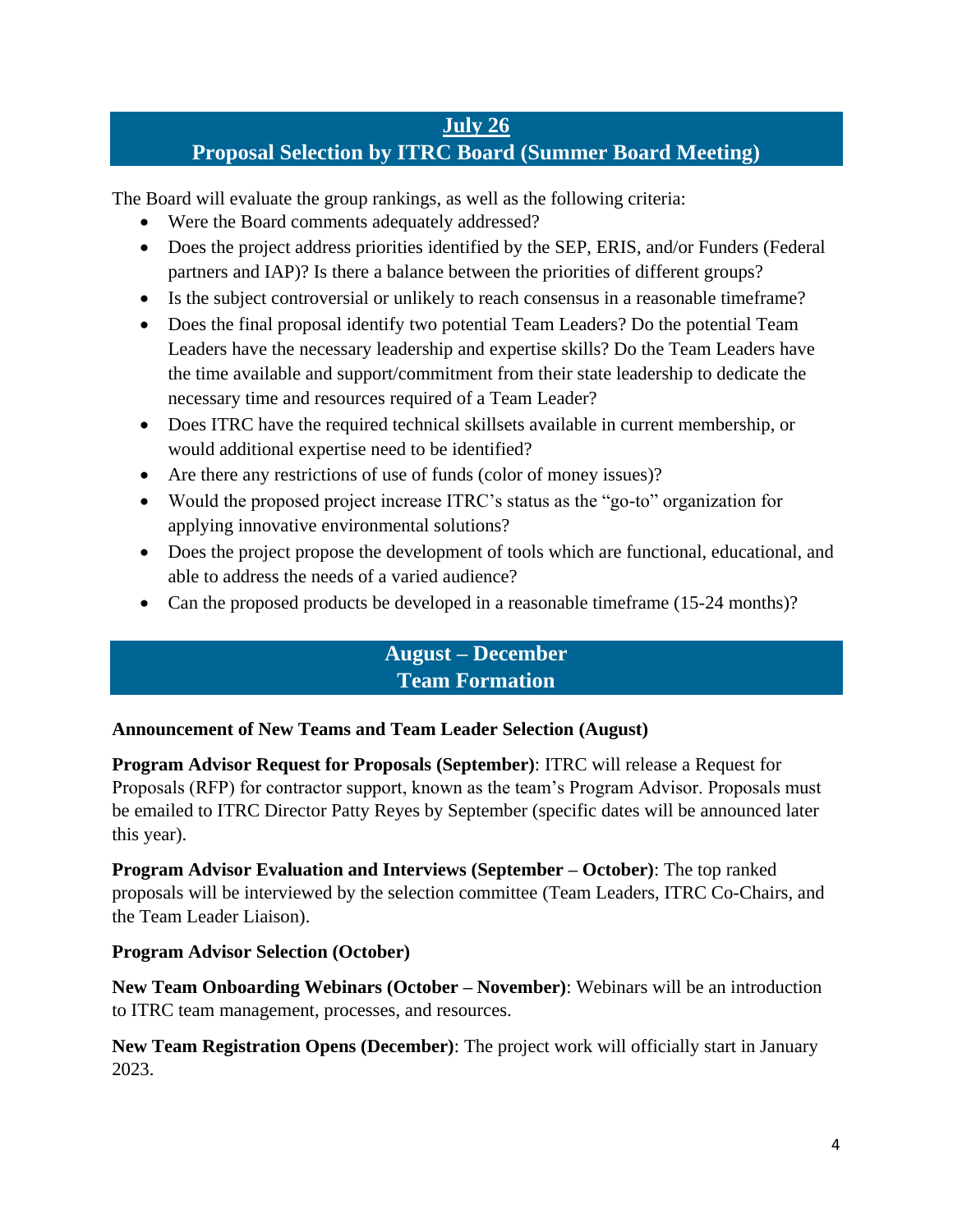## July 26
## Proposal Selection by ITRC Board (Summer Board Meeting)

The Board will evaluate the group rankings, as well as the following criteria:

- Were the Board comments adequately addressed?
- Does the project address priorities identified by the SEP, ERIS, and/or Funders (Federal partners and IAP)? Is there a balance between the priorities of different groups?
- Is the subject controversial or unlikely to reach consensus in a reasonable timeframe?
- Does the final proposal identify two potential Team Leaders? Do the potential Team Leaders have the necessary leadership and expertise skills? Do the Team Leaders have the time available and support/commitment from their state leadership to dedicate the necessary time and resources required of a Team Leader?
- Does ITRC have the required technical skillsets available in current membership, or would additional expertise need to be identified?
- Are there any restrictions of use of funds (color of money issues)?
- Would the proposed project increase ITRC's status as the "go-to" organization for applying innovative environmental solutions?
- Does the project propose the development of tools which are functional, educational, and able to address the needs of a varied audience?
- Can the proposed products be developed in a reasonable timeframe (15-24 months)?

## August – December
## Team Formation

**Announcement of New Teams and Team Leader Selection (August)**

**Program Advisor Request for Proposals (September)**: ITRC will release a Request for Proposals (RFP) for contractor support, known as the team's Program Advisor. Proposals must be emailed to ITRC Director Patty Reyes by September (specific dates will be announced later this year).

**Program Advisor Evaluation and Interviews (September – October)**: The top ranked proposals will be interviewed by the selection committee (Team Leaders, ITRC Co-Chairs, and the Team Leader Liaison).

**Program Advisor Selection (October)**

**New Team Onboarding Webinars (October – November)**: Webinars will be an introduction to ITRC team management, processes, and resources.

**New Team Registration Opens (December)**: The project work will officially start in January 2023.